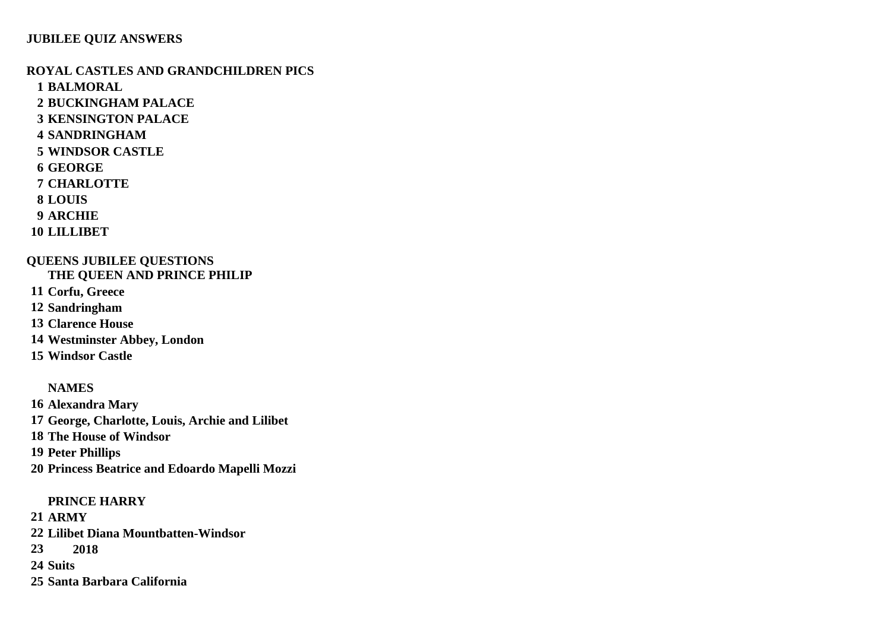# JUBILEE QUIZ ANSWERS

## ROYAL CASTLES AND GRANDCHILDREN PICS

1. **BALMORAL**
2. **BUCKINGHAM PALACE**
3. **KENSINGTON PALACE**
4. **SANDRINGHAM**
5. **WINDSOR CASTLE**
6. **GEORGE**
7. **CHARLOTTE**
8. **LOUIS**
9. **ARCHIE**
10. **LILLIBET**

## QUEENS JUBILEE QUESTIONS

### THE QUEEN AND PRINCE PHILIP

11. **Corfu, Greece**
12. **Sandringham**
13. **Clarence House**
14. **Westminster Abbey, London**
15. **Windsor Castle**

### NAMES

16. **Alexandra Mary**
17. **George, Charlotte, Louis, Archie and Lilibet**
18. **The House of Windsor**
19. **Peter Phillips**
20. **Princess Beatrice and Edoardo Mapelli Mozzi**

### PRINCE HARRY

21. **ARMY**
22. **Lilibet Diana Mountbatten-Windsor**
23. **2018**
24. **Suits**
25. **Santa Barbara California**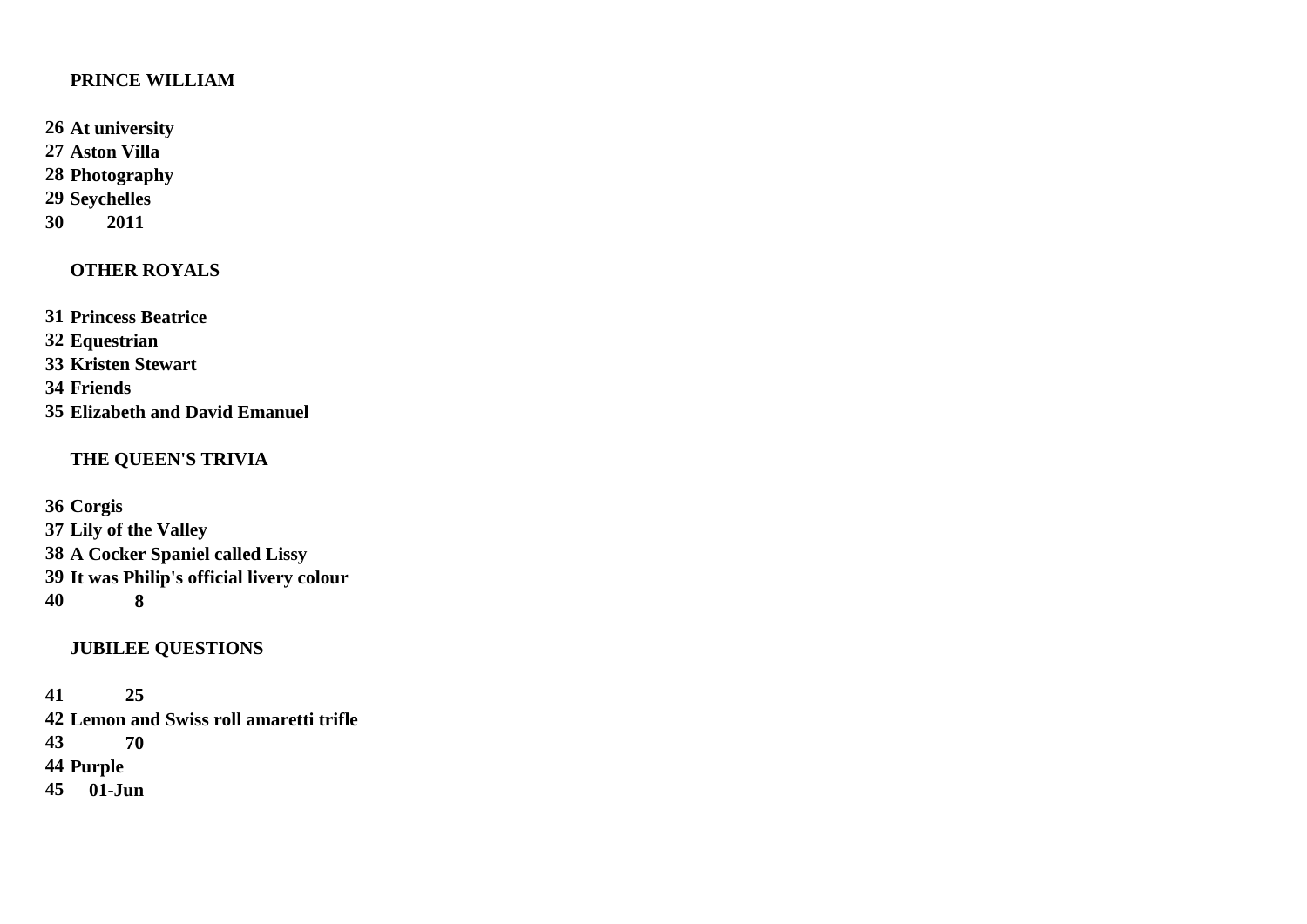**PRINCE WILLIAM**

26 At university
27 Aston Villa
28 Photography
29 Seychelles
30 2011

**OTHER ROYALS**

31 Princess Beatrice
32 Equestrian
33 Kristen Stewart
34 Friends
35 Elizabeth and David Emanuel

**THE QUEEN'S TRIVIA**

36 Corgis
37 Lily of the Valley
38 A Cocker Spaniel called Lissy
39 It was Philip's official livery colour
40 8

**JUBILEE QUESTIONS**

41 25
42 Lemon and Swiss roll amaretti trifle
43 70
44 Purple
45 01-Jun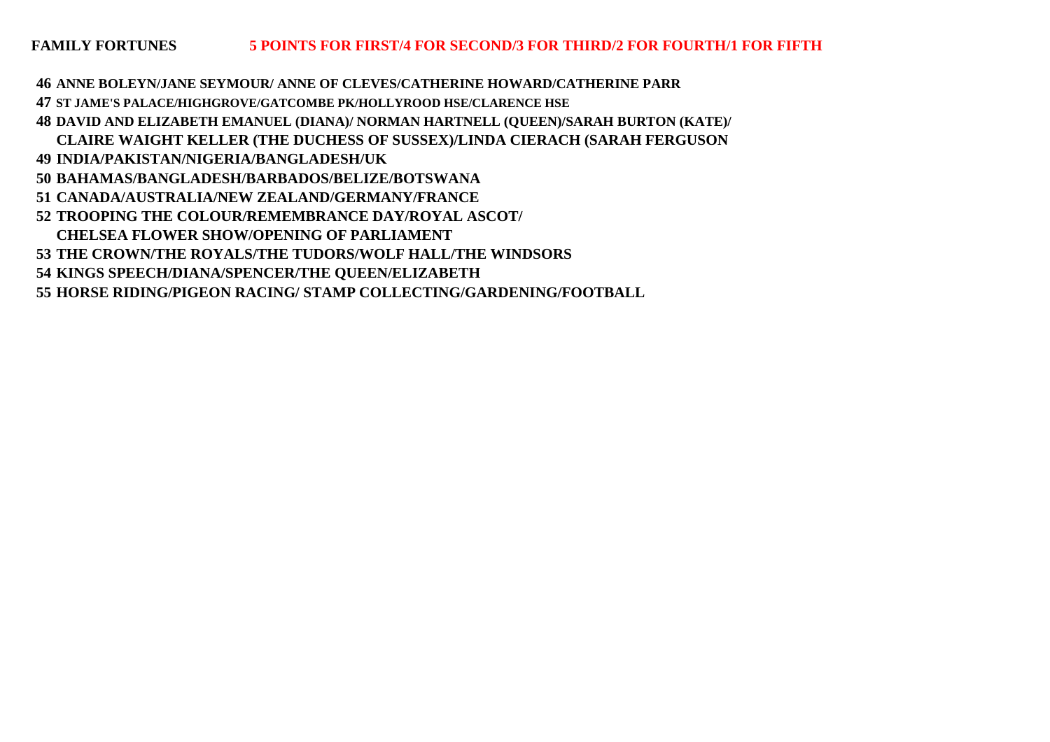**FAMILY FORTUNES** **5 POINTS FOR FIRST/4 FOR SECOND/3 FOR THIRD/2 FOR FOURTH/1 FOR FIFTH**

**46** ANNE BOLEYN/JANE SEYMOUR/ ANNE OF CLEVES/CATHERINE HOWARD/CATHERINE PARR

**47** ST JAME'S PALACE/HIGHGROVE/GATCOMBE PK/HOLLYROOD HSE/CLARENCE HSE

**48** DAVID AND ELIZABETH EMANUEL (DIANA)/ NORMAN HARTNELL (QUEEN)/SARAH BURTON (KATE)/ CLAIRE WAIGHT KELLER (THE DUCHESS OF SUSSEX)/LINDA CIERACH (SARAH FERGUSON

**49** INDIA/PAKISTAN/NIGERIA/BANGLADESH/UK

**50** BAHAMAS/BANGLADESH/BARBADOS/BELIZE/BOTSWANA

**51** CANADA/AUSTRALIA/NEW ZEALAND/GERMANY/FRANCE

**52** TROOPING THE COLOUR/REMEMBRANCE DAY/ROYAL ASCOT/ CHELSEA FLOWER SHOW/OPENING OF PARLIAMENT

**53** THE CROWN/THE ROYALS/THE TUDORS/WOLF HALL/THE WINDSORS

**54** KINGS SPEECH/DIANA/SPENCER/THE QUEEN/ELIZABETH

**55** HORSE RIDING/PIGEON RACING/ STAMP COLLECTING/GARDENING/FOOTBALL